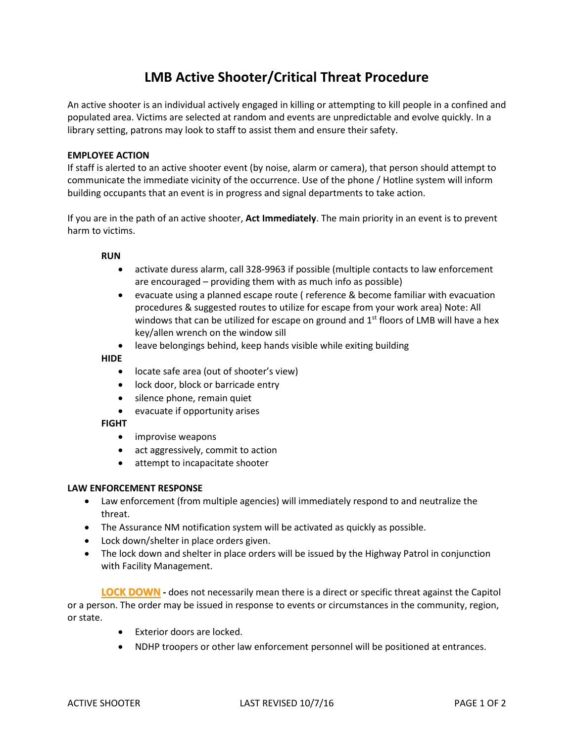# LMB Active Shooter/Critical Threat Procedure

An active shooter is an individual actively engaged in killing or attempting to kill people in a confined and populated area. Victims are selected at random and events are unpredictable and evolve quickly. In a library setting, patrons may look to staff to assist them and ensure their safety.

**EMPLOYEE ACTION**

If staff is alerted to an active shooter event (by noise, alarm or camera), that person should attempt to communicate the immediate vicinity of the occurrence. Use of the phone / Hotline system will inform building occupants that an event is in progress and signal departments to take action.

If you are in the path of an active shooter, **Act Immediately**. The main priority in an event is to prevent harm to victims.

**RUN**

- activate duress alarm, call 328-9963 if possible (multiple contacts to law enforcement are encouraged – providing them with as much info as possible)
- evacuate using a planned escape route ( reference & become familiar with evacuation procedures & suggested routes to utilize for escape from your work area) Note: All windows that can be utilized for escape on ground and 1st floors of LMB will have a hex key/allen wrench on the window sill
- leave belongings behind, keep hands visible while exiting building

**HIDE**

- locate safe area (out of shooter's view)
- lock door, block or barricade entry
- silence phone, remain quiet
- evacuate if opportunity arises

**FIGHT**

- improvise weapons
- act aggressively, commit to action
- attempt to incapacitate shooter

**LAW ENFORCEMENT RESPONSE**

- Law enforcement (from multiple agencies) will immediately respond to and neutralize the threat.
- The Assurance NM notification system will be activated as quickly as possible.
- Lock down/shelter in place orders given.
- The lock down and shelter in place orders will be issued by the Highway Patrol in conjunction with Facility Management.

**LOCK DOWN** - does not necessarily mean there is a direct or specific threat against the Capitol or a person. The order may be issued in response to events or circumstances in the community, region, or state.

- Exterior doors are locked.
- NDHP troopers or other law enforcement personnel will be positioned at entrances.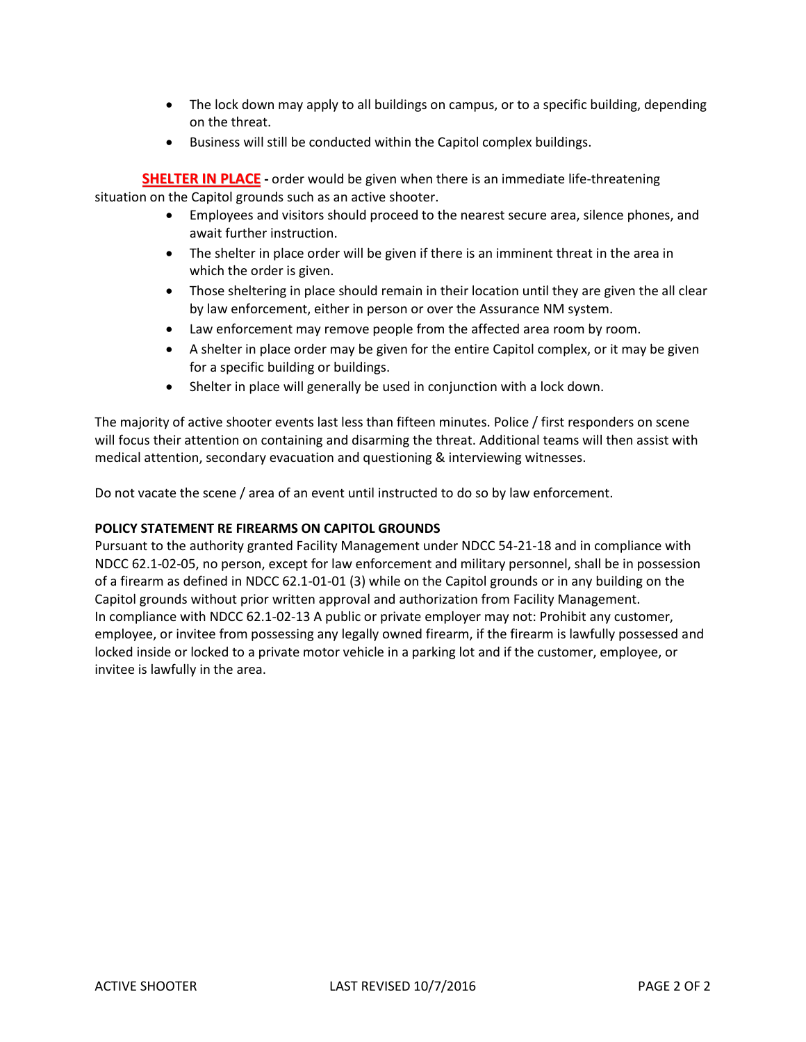- The lock down may apply to all buildings on campus, or to a specific building, depending on the threat.
- Business will still be conducted within the Capitol complex buildings.

**SHELTER IN PLACE** - order would be given when there is an immediate life-threatening situation on the Capitol grounds such as an active shooter.

- Employees and visitors should proceed to the nearest secure area, silence phones, and await further instruction.
- The shelter in place order will be given if there is an imminent threat in the area in which the order is given.
- Those sheltering in place should remain in their location until they are given the all clear by law enforcement, either in person or over the Assurance NM system.
- Law enforcement may remove people from the affected area room by room.
- A shelter in place order may be given for the entire Capitol complex, or it may be given for a specific building or buildings.
- Shelter in place will generally be used in conjunction with a lock down.

The majority of active shooter events last less than fifteen minutes. Police / first responders on scene will focus their attention on containing and disarming the threat. Additional teams will then assist with medical attention, secondary evacuation and questioning & interviewing witnesses.

Do not vacate the scene / area of an event until instructed to do so by law enforcement.

**POLICY STATEMENT RE FIREARMS ON CAPITOL GROUNDS**

Pursuant to the authority granted Facility Management under NDCC 54-21-18 and in compliance with NDCC 62.1-02-05, no person, except for law enforcement and military personnel, shall be in possession of a firearm as defined in NDCC 62.1-01-01 (3) while on the Capitol grounds or in any building on the Capitol grounds without prior written approval and authorization from Facility Management.
In compliance with NDCC 62.1-02-13 A public or private employer may not: Prohibit any customer, employee, or invitee from possessing any legally owned firearm, if the firearm is lawfully possessed and locked inside or locked to a private motor vehicle in a parking lot and if the customer, employee, or invitee is lawfully in the area.